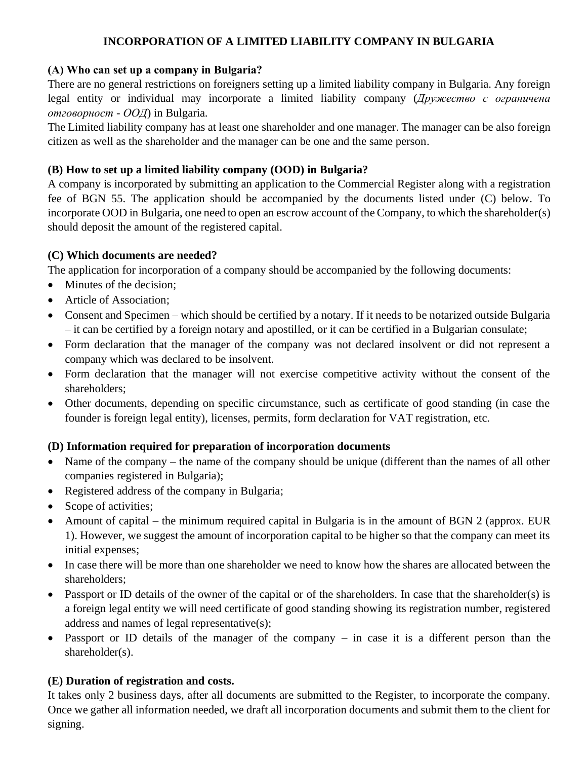# INCORPORATION OF A LIMITED LIABILITY COMPANY IN BULGARIA

### (A) Who can set up a company in Bulgaria?

There are no general restrictions on foreigners setting up a limited liability company in Bulgaria. Any foreign legal entity or individual may incorporate a limited liability company (*Дружество с ограничена отговорност - ООД*) in Bulgaria.

The Limited liability company has at least one shareholder and one manager. The manager can be also foreign citizen as well as the shareholder and the manager can be one and the same person.

### (B) How to set up a limited liability company (OOD) in Bulgaria?

A company is incorporated by submitting an application to the Commercial Register along with a registration fee of BGN 55. The application should be accompanied by the documents listed under (C) below. To incorporate OOD in Bulgaria, one need to open an escrow account of the Company, to which the shareholder(s) should deposit the amount of the registered capital.

### (C) Which documents are needed?

The application for incorporation of a company should be accompanied by the following documents:

- Minutes of the decision;
- Article of Association;
- Consent and Specimen – which should be certified by a notary. If it needs to be notarized outside Bulgaria – it can be certified by a foreign notary and apostilled, or it can be certified in a Bulgarian consulate;
- Form declaration that the manager of the company was not declared insolvent or did not represent a company which was declared to be insolvent.
- Form declaration that the manager will not exercise competitive activity without the consent of the shareholders;
- Other documents, depending on specific circumstance, such as certificate of good standing (in case the founder is foreign legal entity), licenses, permits, form declaration for VAT registration, etc.

### (D) Information required for preparation of incorporation documents

- Name of the company – the name of the company should be unique (different than the names of all other companies registered in Bulgaria);
- Registered address of the company in Bulgaria;
- Scope of activities;
- Amount of capital – the minimum required capital in Bulgaria is in the amount of BGN 2 (approx. EUR 1). However, we suggest the amount of incorporation capital to be higher so that the company can meet its initial expenses;
- In case there will be more than one shareholder we need to know how the shares are allocated between the shareholders;
- Passport or ID details of the owner of the capital or of the shareholders. In case that the shareholder(s) is a foreign legal entity we will need certificate of good standing showing its registration number, registered address and names of legal representative(s);
- Passport or ID details of the manager of the company – in case it is a different person than the shareholder(s).

### (E) Duration of registration and costs.

It takes only 2 business days, after all documents are submitted to the Register, to incorporate the company. Once we gather all information needed, we draft all incorporation documents and submit them to the client for signing.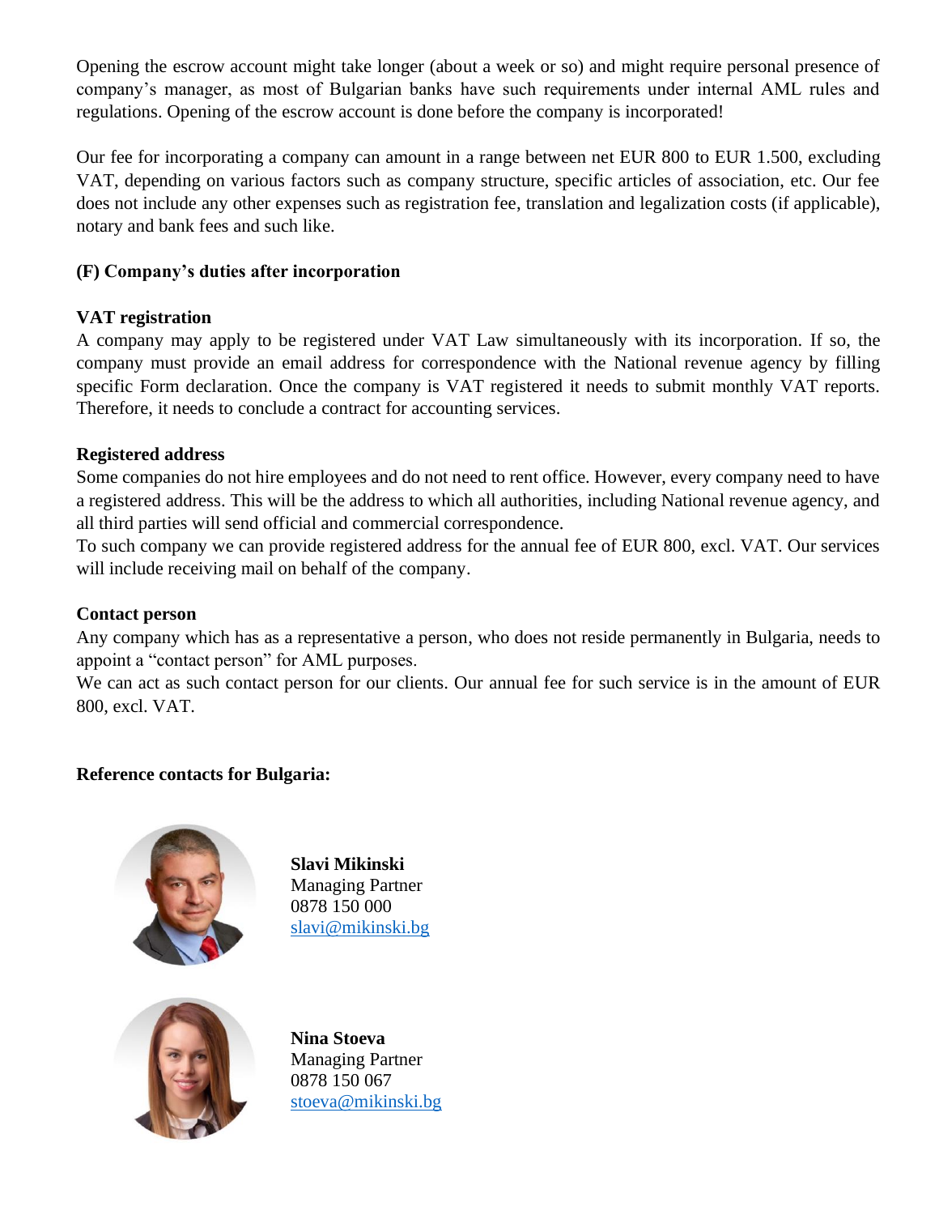Opening the escrow account might take longer (about a week or so) and might require personal presence of company's manager, as most of Bulgarian banks have such requirements under internal AML rules and regulations. Opening of the escrow account is done before the company is incorporated!

Our fee for incorporating a company can amount in a range between net EUR 800 to EUR 1.500, excluding VAT, depending on various factors such as company structure, specific articles of association, etc. Our fee does not include any other expenses such as registration fee, translation and legalization costs (if applicable), notary and bank fees and such like.

**(F) Company's duties after incorporation**

**VAT registration**

A company may apply to be registered under VAT Law simultaneously with its incorporation. If so, the company must provide an email address for correspondence with the National revenue agency by filling specific Form declaration. Once the company is VAT registered it needs to submit monthly VAT reports. Therefore, it needs to conclude a contract for accounting services.

**Registered address**

Some companies do not hire employees and do not need to rent office. However, every company need to have a registered address. This will be the address to which all authorities, including National revenue agency, and all third parties will send official and commercial correspondence.

To such company we can provide registered address for the annual fee of EUR 800, excl. VAT. Our services will include receiving mail on behalf of the company.

**Contact person**

Any company which has as a representative a person, who does not reside permanently in Bulgaria, needs to appoint a "contact person" for AML purposes.

We can act as such contact person for our clients. Our annual fee for such service is in the amount of EUR 800, excl. VAT.

**Reference contacts for Bulgaria:**

**Slavi Mikinski**
Managing Partner
0878 150 000
slavi@mikinski.bg

**Nina Stoeva**
Managing Partner
0878 150 067
stoeva@mikinski.bg